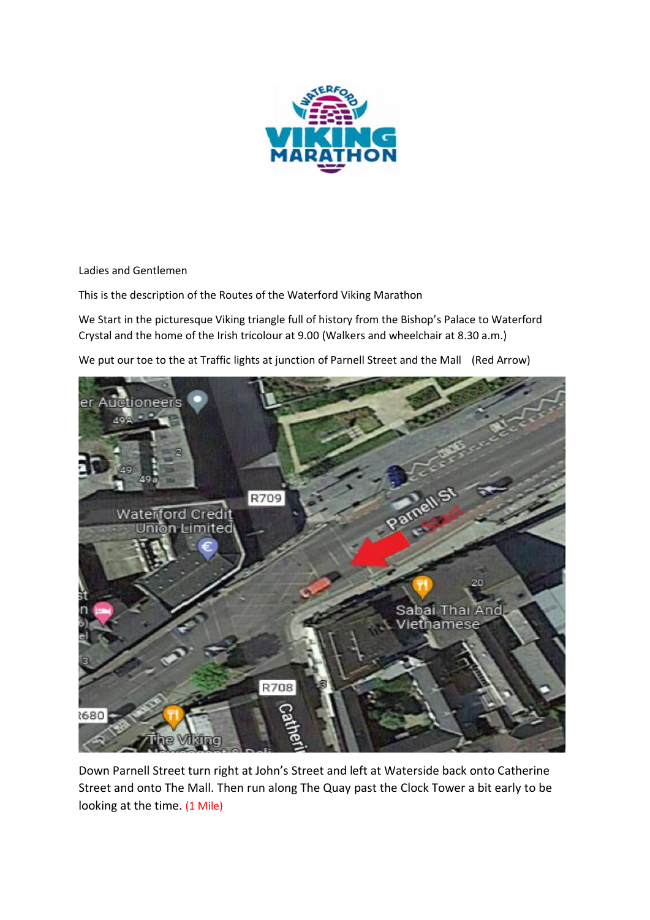Ladies and Gentlemen

This is the description of the Routes of the Waterford Viking Marathon

We Start in the picturesque Viking triangle full of history from the Bishop's Palace to Waterford Crystal and the home of the Irish tricolour at 9.00 (Walkers and wheelchair at 8.30 a.m.)

We put our toe to the at Traffic lights at junction of Parnell Street and the Mall (Red Arrow)

Down Parnell Street turn right at John's Street and left at Waterside back onto Catherine Street and onto The Mall. Then run along The Quay past the Clock Tower a bit early to be looking at the time. (1 Mile)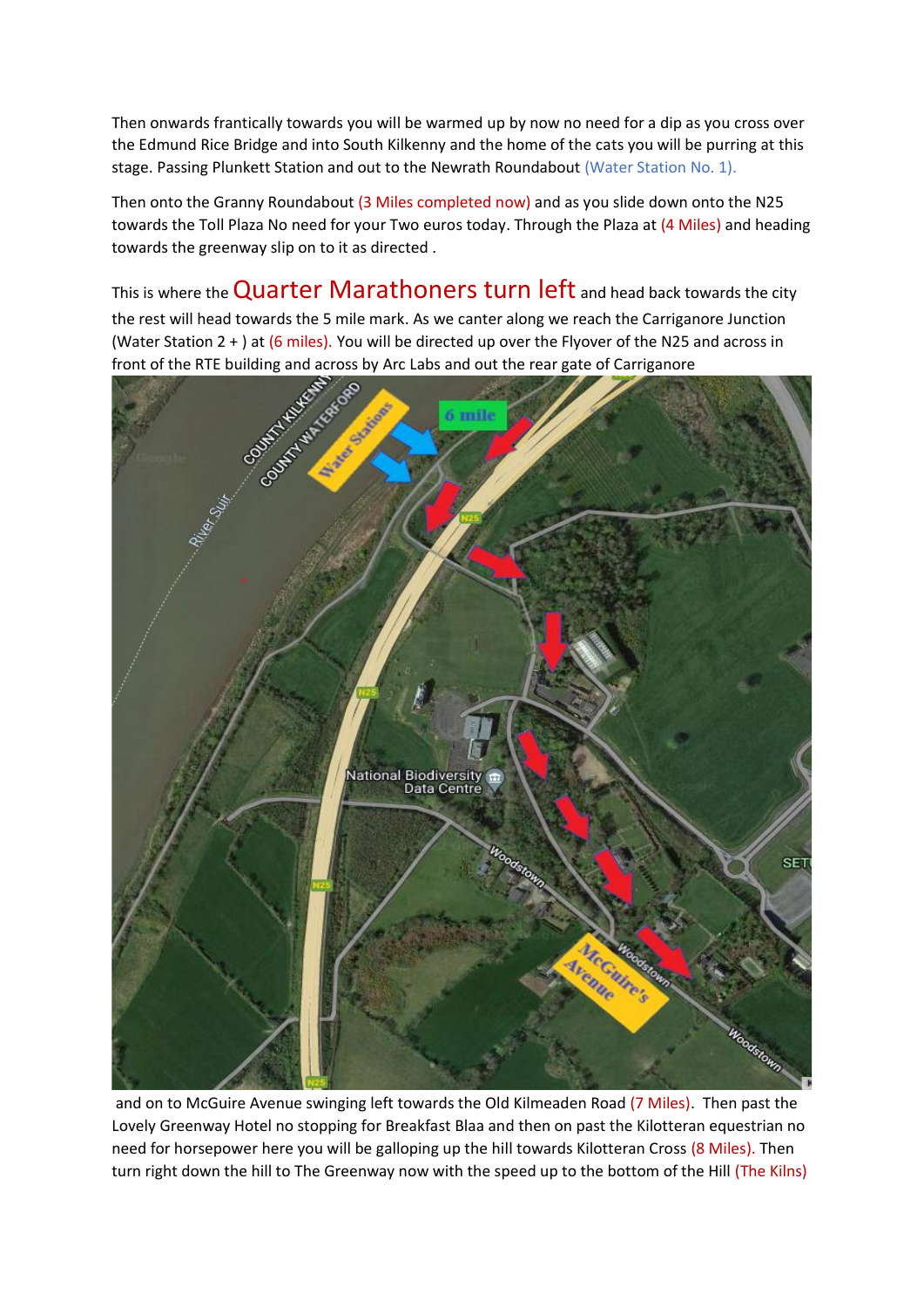Then onwards frantically towards you will be warmed up by now no need for a dip as you cross over the Edmund Rice Bridge and into South Kilkenny and the home of the cats you will be purring at this stage. Passing Plunkett Station and out to the Newrath Roundabout (Water Station No. 1).

Then onto the Granny Roundabout (3 Miles completed now) and as you slide down onto the N25 towards the Toll Plaza No need for your Two euros today. Through the Plaza at (4 Miles) and heading towards the greenway slip on to it as directed .

This is where the **Quarter Marathoners turn left** and head back towards the city the rest will head towards the 5 mile mark. As we canter along we reach the Carriganore Junction (Water Station 2 + ) at (6 miles). You will be directed up over the Flyover of the N25 and across in front of the RTE building and across by Arc Labs and out the rear gate of Carriganore

and on to McGuire Avenue swinging left towards the Old Kilmeaden Road (7 Miles). Then past the Lovely Greenway Hotel no stopping for Breakfast Blaa and then on past the Kilotteran equestrian no need for horsepower here you will be galloping up the hill towards Kilotteran Cross (8 Miles). Then turn right down the hill to The Greenway now with the speed up to the bottom of the Hill (The Kilns)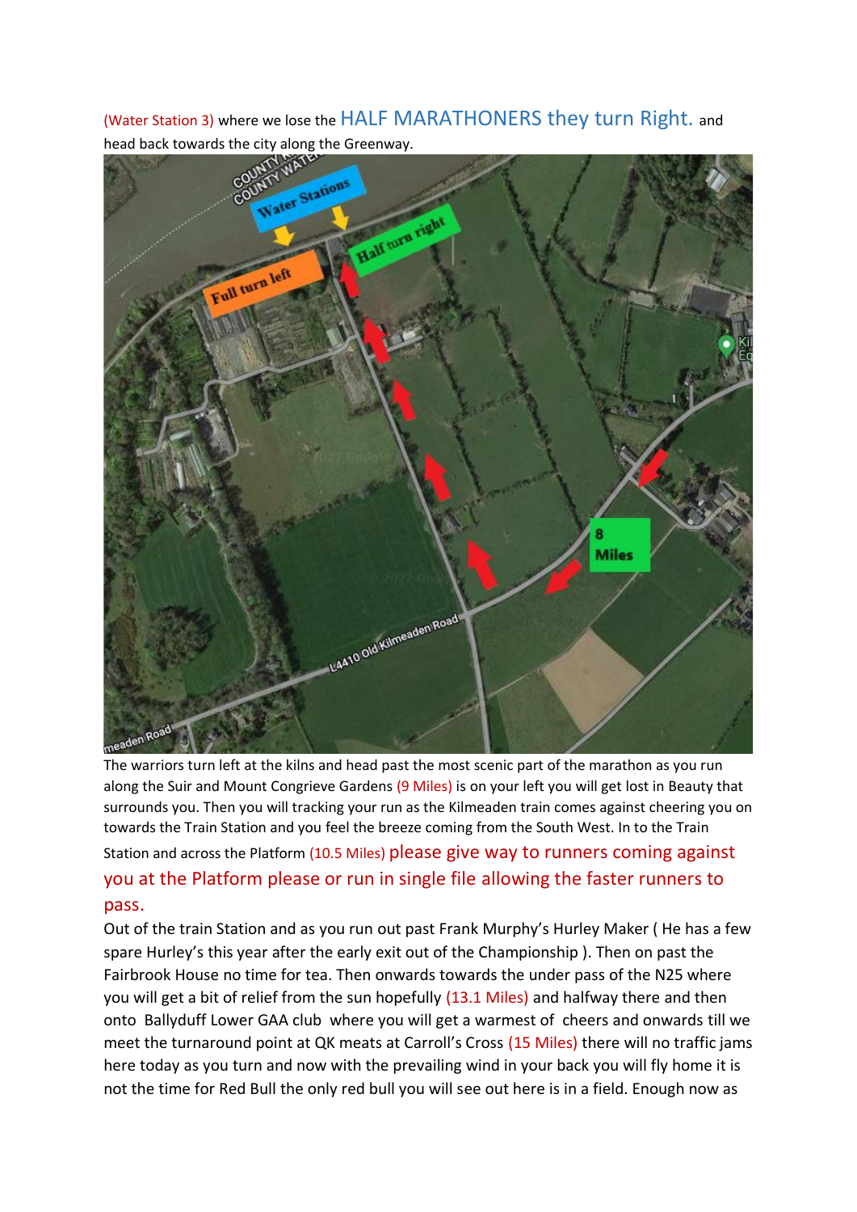(Water Station 3) where we lose the HALF MARATHONERS they turn Right. and head back towards the city along the Greenway.

The warriors turn left at the kilns and head past the most scenic part of the marathon as you run along the Suir and Mount Congrieve Gardens (9 Miles) is on your left you will get lost in Beauty that surrounds you. Then you will tracking your run as the Kilmeaden train comes against cheering you on towards the Train Station and you feel the breeze coming from the South West. In to the Train Station and across the Platform (10.5 Miles) please give way to runners coming against you at the Platform please or run in single file allowing the faster runners to pass.

Out of the train Station and as you run out past Frank Murphy's Hurley Maker ( He has a few spare Hurley's this year after the early exit out of the Championship ). Then on past the Fairbrook House no time for tea. Then onwards towards the under pass of the N25 where you will get a bit of relief from the sun hopefully (13.1 Miles) and halfway there and then onto Ballyduff Lower GAA club where you will get a warmest of cheers and onwards till we meet the turnaround point at QK meats at Carroll's Cross (15 Miles) there will no traffic jams here today as you turn and now with the prevailing wind in your back you will fly home it is not the time for Red Bull the only red bull you will see out here is in a field. Enough now as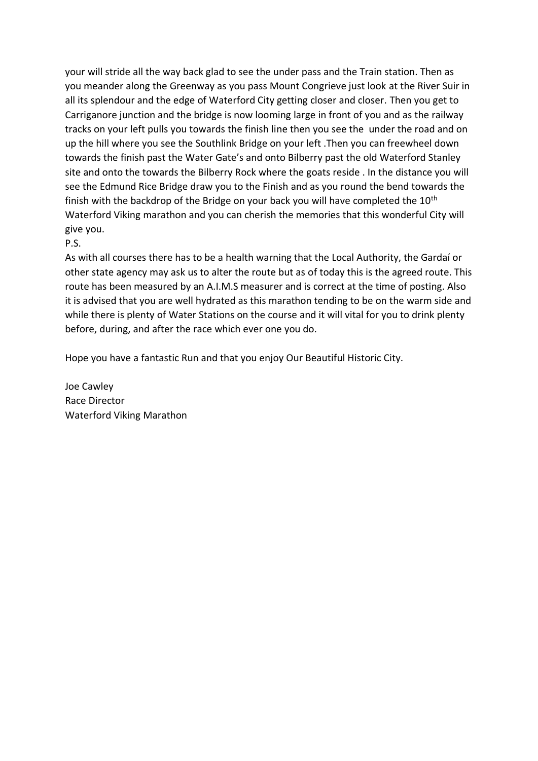your will stride all the way back glad to see the under pass and the Train station. Then as you meander along the Greenway as you pass Mount Congrieve just look at the River Suir in all its splendour and the edge of Waterford City getting closer and closer. Then you get to Carriganore junction and the bridge is now looming large in front of you and as the railway tracks on your left pulls you towards the finish line then you see the under the road and on up the hill where you see the Southlink Bridge on your left .Then you can freewheel down towards the finish past the Water Gate's and onto Bilberry past the old Waterford Stanley site and onto the towards the Bilberry Rock where the goats reside . In the distance you will see the Edmund Rice Bridge draw you to the Finish and as you round the bend towards the finish with the backdrop of the Bridge on your back you will have completed the 10th Waterford Viking marathon and you can cherish the memories that this wonderful City will give you.

P.S.

As with all courses there has to be a health warning that the Local Authority, the Gardaí or other state agency may ask us to alter the route but as of today this is the agreed route. This route has been measured by an A.I.M.S measurer and is correct at the time of posting. Also it is advised that you are well hydrated as this marathon tending to be on the warm side and while there is plenty of Water Stations on the course and it will vital for you to drink plenty before, during, and after the race which ever one you do.

Hope you have a fantastic Run and that you enjoy Our Beautiful Historic City.

Joe Cawley  
Race Director  
Waterford Viking Marathon